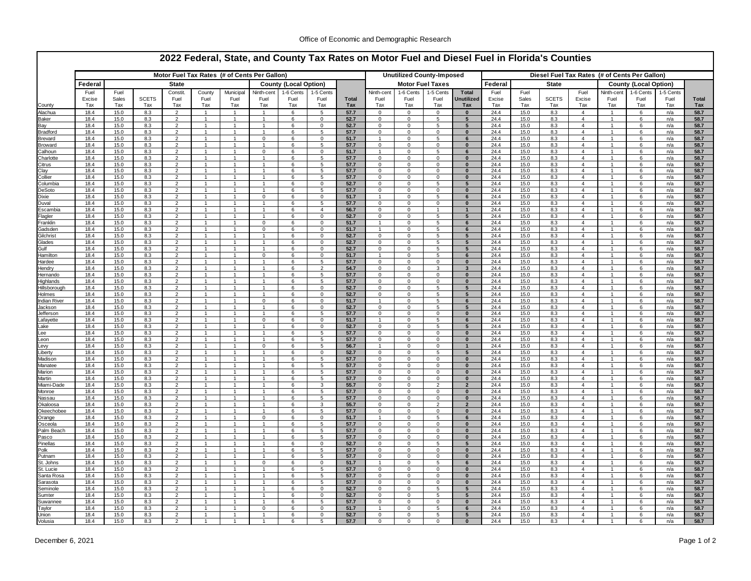Office of Economic and Demographic Research

# 2022 Federal, State, and County Tax Rates on Motor Fuel and Diesel Fuel in Florida's Counties

| | Motor Fuel Tax Rates (# of Cents Per Gallon) | | | | | | | | | | Unutilized County-Imposed Motor Fuel Taxes | | | | Diesel Fuel Tax Rates (# of Cents Per Gallon) | | | | | | | |
|---|---|---|---|---|---|---|---|---|---|---|---|---|---|---|---|---|---|---|---|---|---|---|
| | Federal | State | | | | | County (Local Option) | | | | | | | | Federal | State | | | County (Local Option) | | | |
| County | Fuel Excise Tax | Fuel Sales Tax | SCETS Tax | Constit. Fuel Tax | County Fuel Tax | Municipal Fuel Tax | Ninth-cent Fuel Tax | 1-6 Cents Fuel Tax | 1-5 Cents Fuel Tax | Total Tax | Ninth-cent Fuel Tax | 1-6 Cents Fuel Tax | 1-5 Cents Fuel Tax | Total Unutilized Tax | Fuel Excise Tax | Fuel Sales Tax | SCETS Tax | Fuel Excise Tax | Ninth-cent Fuel Tax | 1-6 Cents Fuel Tax | 1-5 Cents Fuel Tax | Total Tax |
| Alachua | 18.4 | 15.0 | 8.3 | 2 | 1 | 1 | 1 | 6 | 5 | 57.7 | 0 | 0 | 0 | 0 | 24.4 | 15.0 | 8.3 | 4 | 1 | 6 | n/a | 58.7 |
| Baker | 18.4 | 15.0 | 8.3 | 2 | 1 | 1 | 1 | 6 | 0 | 52.7 | 0 | 0 | 5 | 5 | 24.4 | 15.0 | 8.3 | 4 | 1 | 6 | n/a | 58.7 |
| Bay | 18.4 | 15.0 | 8.3 | 2 | 1 | 1 | 1 | 6 | 0 | 52.7 | 0 | 0 | 5 | 5 | 24.4 | 15.0 | 8.3 | 4 | 1 | 6 | n/a | 58.7 |
| Bradford | 18.4 | 15.0 | 8.3 | 2 | 1 | 1 | 1 | 6 | 5 | 57.7 | 0 | 0 | 0 | 0 | 24.4 | 15.0 | 8.3 | 4 | 1 | 6 | n/a | 58.7 |
| Brevard | 18.4 | 15.0 | 8.3 | 2 | 1 | 1 | 0 | 6 | 0 | 51.7 | 1 | 0 | 5 | 6 | 24.4 | 15.0 | 8.3 | 4 | 1 | 6 | n/a | 58.7 |
| Broward | 18.4 | 15.0 | 8.3 | 2 | 1 | 1 | 1 | 6 | 5 | 57.7 | 0 | 0 | 0 | 0 | 24.4 | 15.0 | 8.3 | 4 | 1 | 6 | n/a | 58.7 |
| Calhoun | 18.4 | 15.0 | 8.3 | 2 | 1 | 1 | 0 | 6 | 0 | 51.7 | 1 | 0 | 5 | 6 | 24.4 | 15.0 | 8.3 | 4 | 1 | 6 | n/a | 58.7 |
| Charlotte | 18.4 | 15.0 | 8.3 | 2 | 1 | 1 | 1 | 6 | 5 | 57.7 | 0 | 0 | 0 | 0 | 24.4 | 15.0 | 8.3 | 4 | 1 | 6 | n/a | 58.7 |
| Citrus | 18.4 | 15.0 | 8.3 | 2 | 1 | 1 | 1 | 6 | 5 | 57.7 | 0 | 0 | 0 | 0 | 24.4 | 15.0 | 8.3 | 4 | 1 | 6 | n/a | 58.7 |
| Clay | 18.4 | 15.0 | 8.3 | 2 | 1 | 1 | 1 | 6 | 5 | 57.7 | 0 | 0 | 0 | 0 | 24.4 | 15.0 | 8.3 | 4 | 1 | 6 | n/a | 58.7 |
| Collier | 18.4 | 15.0 | 8.3 | 2 | 1 | 1 | 1 | 6 | 5 | 57.7 | 0 | 0 | 0 | 0 | 24.4 | 15.0 | 8.3 | 4 | 1 | 6 | n/a | 58.7 |
| Columbia | 18.4 | 15.0 | 8.3 | 2 | 1 | 1 | 1 | 6 | 0 | 52.7 | 0 | 0 | 5 | 5 | 24.4 | 15.0 | 8.3 | 4 | 1 | 6 | n/a | 58.7 |
| DeSoto | 18.4 | 15.0 | 8.3 | 2 | 1 | 1 | 1 | 6 | 5 | 57.7 | 0 | 0 | 0 | 0 | 24.4 | 15.0 | 8.3 | 4 | 1 | 6 | n/a | 58.7 |
| Dixie | 18.4 | 15.0 | 8.3 | 2 | 1 | 1 | 0 | 6 | 0 | 51.7 | 1 | 0 | 5 | 6 | 24.4 | 15.0 | 8.3 | 4 | 1 | 6 | n/a | 58.7 |
| Duval | 18.4 | 15.0 | 8.3 | 2 | 1 | 1 | 1 | 6 | 5 | 57.7 | 0 | 0 | 0 | 0 | 24.4 | 15.0 | 8.3 | 4 | 1 | 6 | n/a | 58.7 |
| Escambia | 18.4 | 15.0 | 8.3 | 2 | 1 | 1 | 1 | 6 | 4 | 56.7 | 0 | 0 | 1 | 1 | 24.4 | 15.0 | 8.3 | 4 | 1 | 6 | n/a | 58.7 |
| Flagler | 18.4 | 15.0 | 8.3 | 2 | 1 | 1 | 1 | 6 | 0 | 52.7 | 0 | 0 | 5 | 5 | 24.4 | 15.0 | 8.3 | 4 | 1 | 6 | n/a | 58.7 |
| Franklin | 18.4 | 15.0 | 8.3 | 2 | 1 | 1 | 0 | 6 | 0 | 51.7 | 1 | 0 | 5 | 6 | 24.4 | 15.0 | 8.3 | 4 | 1 | 6 | n/a | 58.7 |
| Gadsden | 18.4 | 15.0 | 8.3 | 2 | 1 | 1 | 0 | 6 | 0 | 51.7 | 1 | 0 | 5 | 6 | 24.4 | 15.0 | 8.3 | 4 | 1 | 6 | n/a | 58.7 |
| Gilchrist | 18.4 | 15.0 | 8.3 | 2 | 1 | 1 | 1 | 6 | 0 | 52.7 | 0 | 0 | 5 | 5 | 24.4 | 15.0 | 8.3 | 4 | 1 | 6 | n/a | 58.7 |
| Glades | 18.4 | 15.0 | 8.3 | 2 | 1 | 1 | 1 | 6 | 0 | 52.7 | 0 | 0 | 5 | 5 | 24.4 | 15.0 | 8.3 | 4 | 1 | 6 | n/a | 58.7 |
| Gulf | 18.4 | 15.0 | 8.3 | 2 | 1 | 1 | 1 | 6 | 0 | 52.7 | 0 | 0 | 5 | 5 | 24.4 | 15.0 | 8.3 | 4 | 1 | 6 | n/a | 58.7 |
| Hamilton | 18.4 | 15.0 | 8.3 | 2 | 1 | 1 | 0 | 6 | 0 | 51.7 | 1 | 0 | 5 | 6 | 24.4 | 15.0 | 8.3 | 4 | 1 | 6 | n/a | 58.7 |
| Hardee | 18.4 | 15.0 | 8.3 | 2 | 1 | 1 | 1 | 6 | 5 | 57.7 | 0 | 0 | 0 | 0 | 24.4 | 15.0 | 8.3 | 4 | 1 | 6 | n/a | 58.7 |
| Hendry | 18.4 | 15.0 | 8.3 | 2 | 1 | 1 | 1 | 6 | 2 | 54.7 | 0 | 0 | 3 | 3 | 24.4 | 15.0 | 8.3 | 4 | 1 | 6 | n/a | 58.7 |
| Hernando | 18.4 | 15.0 | 8.3 | 2 | 1 | 1 | 1 | 6 | 5 | 57.7 | 0 | 0 | 0 | 0 | 24.4 | 15.0 | 8.3 | 4 | 1 | 6 | n/a | 58.7 |
| Highlands | 18.4 | 15.0 | 8.3 | 2 | 1 | 1 | 1 | 6 | 5 | 57.7 | 0 | 0 | 0 | 0 | 24.4 | 15.0 | 8.3 | 4 | 1 | 6 | n/a | 58.7 |
| Hillsborough | 18.4 | 15.0 | 8.3 | 2 | 1 | 1 | 1 | 6 | 0 | 52.7 | 0 | 0 | 5 | 5 | 24.4 | 15.0 | 8.3 | 4 | 1 | 6 | n/a | 58.7 |
| Holmes | 18.4 | 15.0 | 8.3 | 2 | 1 | 1 | 1 | 6 | 0 | 52.7 | 0 | 0 | 5 | 5 | 24.4 | 15.0 | 8.3 | 4 | 1 | 6 | n/a | 58.7 |
| Indian River | 18.4 | 15.0 | 8.3 | 2 | 1 | 1 | 0 | 6 | 0 | 51.7 | 1 | 0 | 5 | 6 | 24.4 | 15.0 | 8.3 | 4 | 1 | 6 | n/a | 58.7 |
| Jackson | 18.4 | 15.0 | 8.3 | 2 | 1 | 1 | 1 | 6 | 0 | 52.7 | 0 | 0 | 5 | 5 | 24.4 | 15.0 | 8.3 | 4 | 1 | 6 | n/a | 58.7 |
| Jefferson | 18.4 | 15.0 | 8.3 | 2 | 1 | 1 | 1 | 6 | 5 | 57.7 | 0 | 0 | 0 | 0 | 24.4 | 15.0 | 8.3 | 4 | 1 | 6 | n/a | 58.7 |
| Lafayette | 18.4 | 15.0 | 8.3 | 2 | 1 | 1 | 0 | 6 | 0 | 51.7 | 1 | 0 | 5 | 6 | 24.4 | 15.0 | 8.3 | 4 | 1 | 6 | n/a | 58.7 |
| Lake | 18.4 | 15.0 | 8.3 | 2 | 1 | 1 | 1 | 6 | 0 | 52.7 | 0 | 0 | 5 | 5 | 24.4 | 15.0 | 8.3 | 4 | 1 | 6 | n/a | 58.7 |
| Lee | 18.4 | 15.0 | 8.3 | 2 | 1 | 1 | 1 | 6 | 5 | 57.7 | 0 | 0 | 0 | 0 | 24.4 | 15.0 | 8.3 | 4 | 1 | 6 | n/a | 58.7 |
| Leon | 18.4 | 15.0 | 8.3 | 2 | 1 | 1 | 1 | 6 | 5 | 57.7 | 0 | 0 | 0 | 0 | 24.4 | 15.0 | 8.3 | 4 | 1 | 6 | n/a | 58.7 |
| Levy | 18.4 | 15.0 | 8.3 | 2 | 1 | 1 | 0 | 6 | 5 | 56.7 | 1 | 0 | 0 | 1 | 24.4 | 15.0 | 8.3 | 4 | 1 | 6 | n/a | 58.7 |
| Liberty | 18.4 | 15.0 | 8.3 | 2 | 1 | 1 | 1 | 6 | 0 | 52.7 | 0 | 0 | 5 | 5 | 24.4 | 15.0 | 8.3 | 4 | 1 | 6 | n/a | 58.7 |
| Madison | 18.4 | 15.0 | 8.3 | 2 | 1 | 1 | 1 | 6 | 5 | 57.7 | 0 | 0 | 0 | 0 | 24.4 | 15.0 | 8.3 | 4 | 1 | 6 | n/a | 58.7 |
| Manatee | 18.4 | 15.0 | 8.3 | 2 | 1 | 1 | 1 | 6 | 5 | 57.7 | 0 | 0 | 0 | 0 | 24.4 | 15.0 | 8.3 | 4 | 1 | 6 | n/a | 58.7 |
| Marion | 18.4 | 15.0 | 8.3 | 2 | 1 | 1 | 1 | 6 | 5 | 57.7 | 0 | 0 | 0 | 0 | 24.4 | 15.0 | 8.3 | 4 | 1 | 6 | n/a | 58.7 |
| Martin | 18.4 | 15.0 | 8.3 | 2 | 1 | 1 | 1 | 6 | 5 | 57.7 | 0 | 0 | 0 | 0 | 24.4 | 15.0 | 8.3 | 4 | 1 | 6 | n/a | 58.7 |
| Miami-Dade | 18.4 | 15.0 | 8.3 | 2 | 1 | 1 | 1 | 6 | 3 | 55.7 | 0 | 0 | 2 | 2 | 24.4 | 15.0 | 8.3 | 4 | 1 | 6 | n/a | 58.7 |
| Monroe | 18.4 | 15.0 | 8.3 | 2 | 1 | 1 | 1 | 6 | 5 | 57.7 | 0 | 0 | 0 | 0 | 24.4 | 15.0 | 8.3 | 4 | 1 | 6 | n/a | 58.7 |
| Nassau | 18.4 | 15.0 | 8.3 | 2 | 1 | 1 | 1 | 6 | 5 | 57.7 | 0 | 0 | 0 | 0 | 24.4 | 15.0 | 8.3 | 4 | 1 | 6 | n/a | 58.7 |
| Okaloosa | 18.4 | 15.0 | 8.3 | 2 | 1 | 1 | 1 | 6 | 3 | 55.7 | 0 | 0 | 2 | 2 | 24.4 | 15.0 | 8.3 | 4 | 1 | 6 | n/a | 58.7 |
| Okeechobee | 18.4 | 15.0 | 8.3 | 2 | 1 | 1 | 1 | 6 | 5 | 57.7 | 0 | 0 | 0 | 0 | 24.4 | 15.0 | 8.3 | 4 | 1 | 6 | n/a | 58.7 |
| Orange | 18.4 | 15.0 | 8.3 | 2 | 1 | 1 | 0 | 6 | 0 | 51.7 | 1 | 0 | 5 | 6 | 24.4 | 15.0 | 8.3 | 4 | 1 | 6 | n/a | 58.7 |
| Osceola | 18.4 | 15.0 | 8.3 | 2 | 1 | 1 | 1 | 6 | 5 | 57.7 | 0 | 0 | 0 | 0 | 24.4 | 15.0 | 8.3 | 4 | 1 | 6 | n/a | 58.7 |
| Palm Beach | 18.4 | 15.0 | 8.3 | 2 | 1 | 1 | 1 | 6 | 5 | 57.7 | 0 | 0 | 0 | 0 | 24.4 | 15.0 | 8.3 | 4 | 1 | 6 | n/a | 58.7 |
| Pasco | 18.4 | 15.0 | 8.3 | 2 | 1 | 1 | 1 | 6 | 5 | 57.7 | 0 | 0 | 0 | 0 | 24.4 | 15.0 | 8.3 | 4 | 1 | 6 | n/a | 58.7 |
| Pinellas | 18.4 | 15.0 | 8.3 | 2 | 1 | 1 | 1 | 6 | 0 | 52.7 | 0 | 0 | 5 | 5 | 24.4 | 15.0 | 8.3 | 4 | 1 | 6 | n/a | 58.7 |
| Polk | 18.4 | 15.0 | 8.3 | 2 | 1 | 1 | 1 | 6 | 5 | 57.7 | 0 | 0 | 0 | 0 | 24.4 | 15.0 | 8.3 | 4 | 1 | 6 | n/a | 58.7 |
| Putnam | 18.4 | 15.0 | 8.3 | 2 | 1 | 1 | 1 | 6 | 5 | 57.7 | 0 | 0 | 0 | 0 | 24.4 | 15.0 | 8.3 | 4 | 1 | 6 | n/a | 58.7 |
| St. Johns | 18.4 | 15.0 | 8.3 | 2 | 1 | 1 | 0 | 6 | 0 | 51.7 | 1 | 0 | 5 | 6 | 24.4 | 15.0 | 8.3 | 4 | 1 | 6 | n/a | 58.7 |
| St. Lucie | 18.4 | 15.0 | 8.3 | 2 | 1 | 1 | 1 | 6 | 5 | 57.7 | 0 | 0 | 0 | 0 | 24.4 | 15.0 | 8.3 | 4 | 1 | 6 | n/a | 58.7 |
| Santa Rosa | 18.4 | 15.0 | 8.3 | 2 | 1 | 1 | 1 | 6 | 5 | 57.7 | 0 | 0 | 0 | 0 | 24.4 | 15.0 | 8.3 | 4 | 1 | 6 | n/a | 58.7 |
| Sarasota | 18.4 | 15.0 | 8.3 | 2 | 1 | 1 | 1 | 6 | 5 | 57.7 | 0 | 0 | 0 | 0 | 24.4 | 15.0 | 8.3 | 4 | 1 | 6 | n/a | 58.7 |
| Seminole | 18.4 | 15.0 | 8.3 | 2 | 1 | 1 | 1 | 6 | 0 | 52.7 | 0 | 0 | 5 | 5 | 24.4 | 15.0 | 8.3 | 4 | 1 | 6 | n/a | 58.7 |
| Sumter | 18.4 | 15.0 | 8.3 | 2 | 1 | 1 | 1 | 6 | 0 | 52.7 | 0 | 0 | 5 | 5 | 24.4 | 15.0 | 8.3 | 4 | 1 | 6 | n/a | 58.7 |
| Suwannee | 18.4 | 15.0 | 8.3 | 2 | 1 | 1 | 1 | 6 | 5 | 57.7 | 0 | 0 | 0 | 0 | 24.4 | 15.0 | 8.3 | 4 | 1 | 6 | n/a | 58.7 |
| Taylor | 18.4 | 15.0 | 8.3 | 2 | 1 | 1 | 0 | 6 | 0 | 51.7 | 1 | 0 | 5 | 6 | 24.4 | 15.0 | 8.3 | 4 | 1 | 6 | n/a | 58.7 |
| Union | 18.4 | 15.0 | 8.3 | 2 | 1 | 1 | 1 | 6 | 0 | 52.7 | 0 | 0 | 5 | 5 | 24.4 | 15.0 | 8.3 | 4 | 1 | 6 | n/a | 58.7 |
| Volusia | 18.4 | 15.0 | 8.3 | 2 | 1 | 1 | 1 | 6 | 5 | 57.7 | 0 | 0 | 0 | 0 | 24.4 | 15.0 | 8.3 | 4 | 1 | 6 | n/a | 58.7 |

December 6, 2021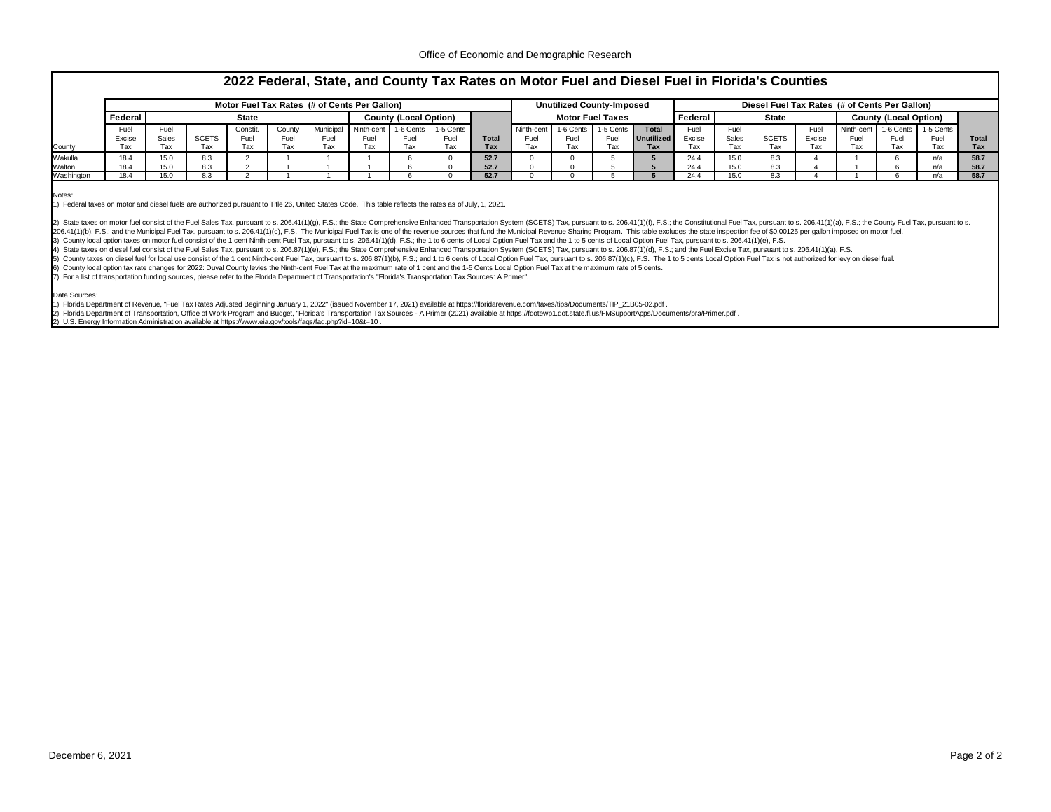# 2022 Federal, State, and County Tax Rates on Motor Fuel and Diesel Fuel in Florida's Counties

| | Motor Fuel Tax Rates (# of Cents Per Gallon) | | | | | | | | | | Unutilized County-Imposed Motor Fuel Taxes | | | | Diesel Fuel Tax Rates (# of Cents Per Gallon) | | | | | | | |
|---|---|---|---|---|---|---|---|---|---|---|---|---|---|---|---|---|---|---|---|---|---|---|
| | Federal | State | | | | | County (Local Option) | | | | | | | | Federal | State | | | County (Local Option) | | | |
| County | Fuel Excise Tax | Fuel Sales Tax | SCETS Tax | Constit. Fuel Tax | County Fuel Tax | Municipal Fuel Tax | Ninth-cent Fuel Tax | 1-6 Cents Fuel Tax | 1-5 Cents Fuel Tax | Total Tax | Ninth-cent Fuel Tax | 1-6 Cents Fuel Tax | 1-5 Cents Fuel Tax | Total Unutilized Tax | Fuel Excise Tax | Fuel Sales Tax | SCETS Tax | Fuel Excise Tax | Ninth-cent Fuel Tax | 1-6 Cents Fuel Tax | 1-5 Cents Fuel Tax | Total Tax |
| Wakulla | 18.4 | 15.0 | 8.3 | 2 | 1 | 1 | 1 | 6 | 0 | 52.7 | 0 | 0 | 5 | 5 | 24.4 | 15.0 | 8.3 | 4 | 1 | 6 | n/a | 58.7 |
| Walton | 18.4 | 15.0 | 8.3 | 2 | 1 | 1 | 1 | 6 | 0 | 52.7 | 0 | 0 | 5 | 5 | 24.4 | 15.0 | 8.3 | 4 | 1 | 6 | n/a | 58.7 |
| Washington | 18.4 | 15.0 | 8.3 | 2 | 1 | 1 | 1 | 6 | 0 | 52.7 | 0 | 0 | 5 | 5 | 24.4 | 15.0 | 8.3 | 4 | 1 | 6 | n/a | 58.7 |

Notes:

1) Federal taxes on motor and diesel fuels are authorized pursuant to Title 26, United States Code. This table reflects the rates as of July, 1, 2021.

2) State taxes on motor fuel consist of the Fuel Sales Tax, pursuant to s. 206.41(1)(g), F.S.; the State Comprehensive Enhanced Transportation System (SCETS) Tax, pursuant to s. 206.41(1)(f), F.S.; the Constitutional Fuel Tax, pursuant to s. 206.41(1)(a), F.S.; the County Fuel Tax, pursuant to s. 206.41(1)(b), F.S.; and the Municipal Fuel Tax, pursuant to s. 206.41(1)(c), F.S. The Municipal Fuel Tax is one of the revenue sources that fund the Municipal Revenue Sharing Program. This table excludes the state inspection fee of $0.00125 per gallon imposed on motor fuel.

3) County local option taxes on motor fuel consist of the 1 cent Ninth-cent Fuel Tax, pursuant to s. 206.41(1)(d), F.S.; the 1 to 6 cents of Local Option Fuel Tax and the 1 to 5 cents of Local Option Fuel Tax, pursuant to s. 206.41(1)(e), F.S.

4) State taxes on diesel fuel consist of the Fuel Sales Tax, pursuant to s. 206.87(1)(e), F.S.; the State Comprehensive Enhanced Transportation System (SCETS) Tax, pursuant to s. 206.87(1)(d), F.S.; and the Fuel Excise Tax, pursuant to s. 206.41(1)(a), F.S.

5) County taxes on diesel fuel for local use consist of the 1 cent Ninth-cent Fuel Tax, pursuant to s. 206.87(1)(b), F.S.; and 1 to 6 cents of Local Option Fuel Tax, pursuant to s. 206.87(1)(c), F.S. The 1 to 5 cents Local Option Fuel Tax is not authorized for levy on diesel fuel.

6) County local option tax rate changes for 2022: Duval County levies the Ninth-cent Fuel Tax at the maximum rate of 1 cent and the 1-5 Cents Local Option Fuel Tax at the maximum rate of 5 cents.

7) For a list of transportation funding sources, please refer to the Florida Department of Transportation's "Florida's Transportation Tax Sources: A Primer".

Data Sources:

1) Florida Department of Revenue, "Fuel Tax Rates Adjusted Beginning January 1, 2022" (issued November 17, 2021) available at https://floridarevenue.com/taxes/tips/Documents/TIP_21B05-02.pdf .

2) Florida Department of Transportation, Office of Work Program and Budget, "Florida's Transportation Tax Sources - A Primer (2021) available at https://fdotewp1.dot.state.fl.us/FMSupportApps/Documents/pra/Primer.pdf .

2) U.S. Energy Information Administration available at https://www.eia.gov/tools/faqs/faq.php?id=10&t=10 .

December 6, 2021